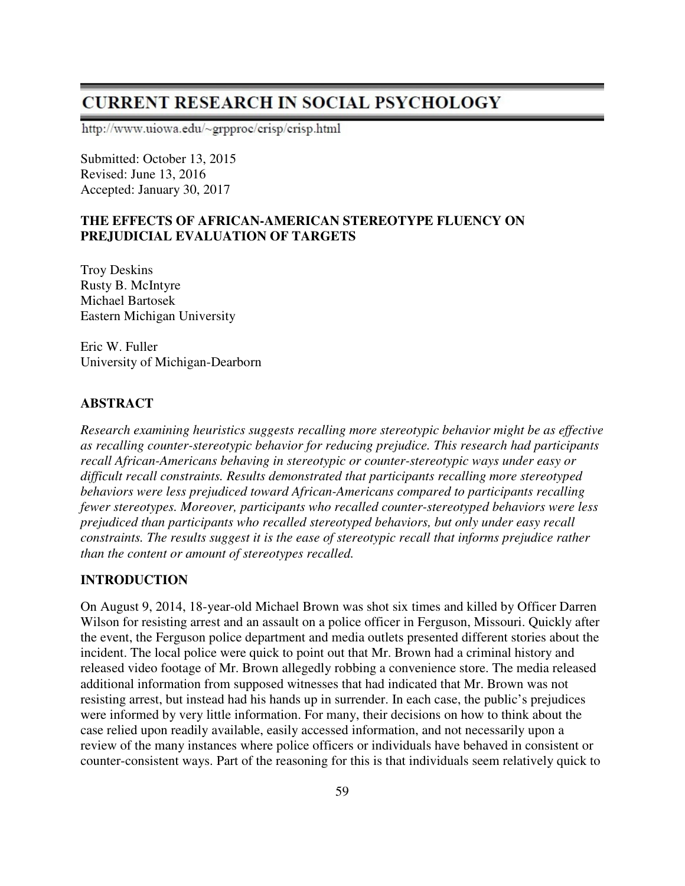# CURRENT RESEARCH IN SOCIAL PSYCHOLOGY

http://www.uiowa.edu/~grpproc/crisp/crisp.html

Submitted: October 13, 2015
Revised: June 13, 2016
Accepted: January 30, 2017

## THE EFFECTS OF AFRICAN-AMERICAN STEREOTYPE FLUENCY ON PREJUDICIAL EVALUATION OF TARGETS

Troy Deskins
Rusty B. McIntyre
Michael Bartosek
Eastern Michigan University

Eric W. Fuller
University of Michigan-Dearborn

### ABSTRACT

*Research examining heuristics suggests recalling more stereotypic behavior might be as effective as recalling counter-stereotypic behavior for reducing prejudice. This research had participants recall African-Americans behaving in stereotypic or counter-stereotypic ways under easy or difficult recall constraints. Results demonstrated that participants recalling more stereotyped behaviors were less prejudiced toward African-Americans compared to participants recalling fewer stereotypes. Moreover, participants who recalled counter-stereotyped behaviors were less prejudiced than participants who recalled stereotyped behaviors, but only under easy recall constraints. The results suggest it is the ease of stereotypic recall that informs prejudice rather than the content or amount of stereotypes recalled.*

### INTRODUCTION

On August 9, 2014, 18-year-old Michael Brown was shot six times and killed by Officer Darren Wilson for resisting arrest and an assault on a police officer in Ferguson, Missouri. Quickly after the event, the Ferguson police department and media outlets presented different stories about the incident. The local police were quick to point out that Mr. Brown had a criminal history and released video footage of Mr. Brown allegedly robbing a convenience store. The media released additional information from supposed witnesses that had indicated that Mr. Brown was not resisting arrest, but instead had his hands up in surrender. In each case, the public's prejudices were informed by very little information. For many, their decisions on how to think about the case relied upon readily available, easily accessed information, and not necessarily upon a review of the many instances where police officers or individuals have behaved in consistent or counter-consistent ways. Part of the reasoning for this is that individuals seem relatively quick to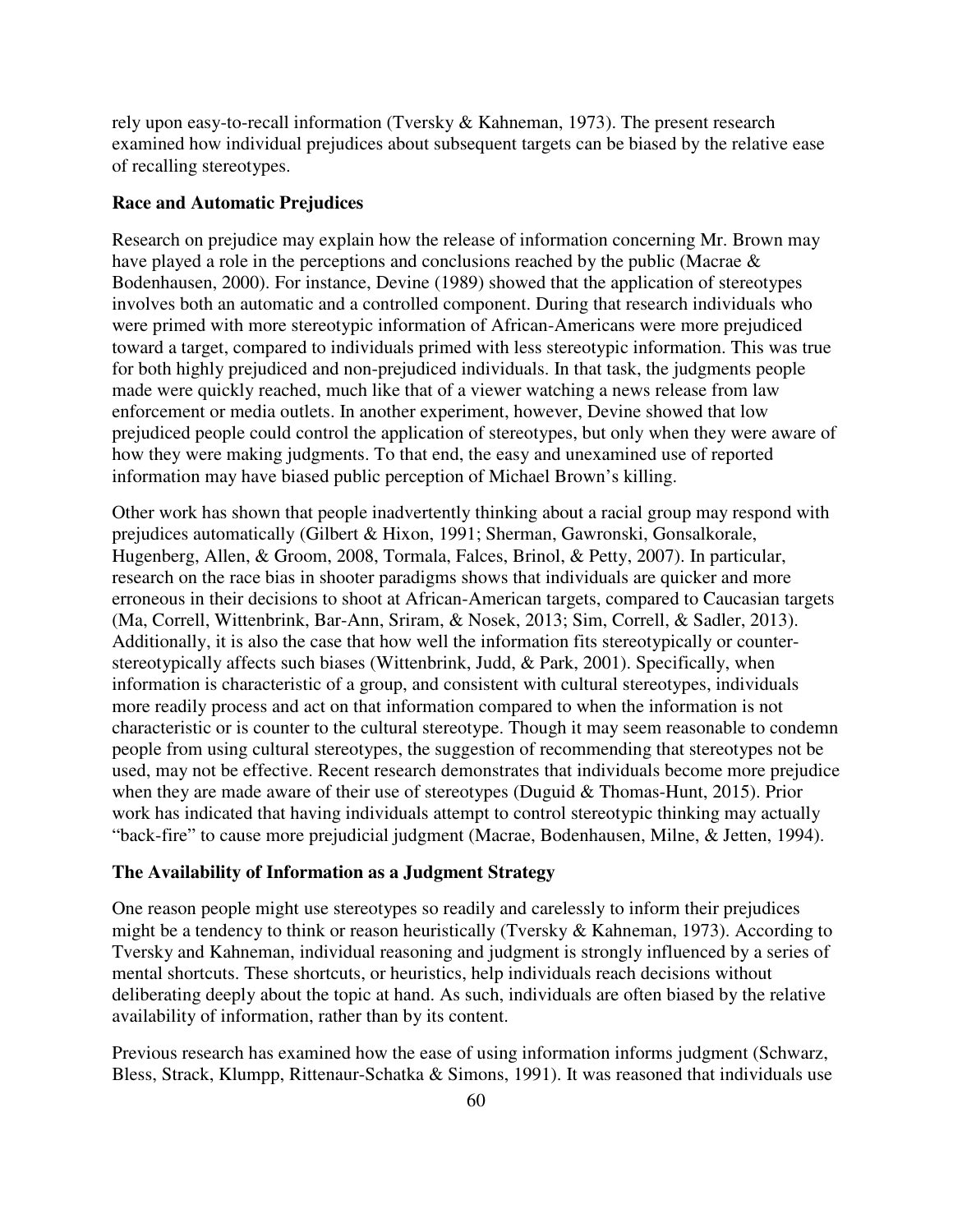rely upon easy-to-recall information (Tversky & Kahneman, 1973). The present research examined how individual prejudices about subsequent targets can be biased by the relative ease of recalling stereotypes.

### Race and Automatic Prejudices

Research on prejudice may explain how the release of information concerning Mr. Brown may have played a role in the perceptions and conclusions reached by the public (Macrae & Bodenhausen, 2000). For instance, Devine (1989) showed that the application of stereotypes involves both an automatic and a controlled component. During that research individuals who were primed with more stereotypic information of African-Americans were more prejudiced toward a target, compared to individuals primed with less stereotypic information. This was true for both highly prejudiced and non-prejudiced individuals. In that task, the judgments people made were quickly reached, much like that of a viewer watching a news release from law enforcement or media outlets. In another experiment, however, Devine showed that low prejudiced people could control the application of stereotypes, but only when they were aware of how they were making judgments. To that end, the easy and unexamined use of reported information may have biased public perception of Michael Brown's killing.

Other work has shown that people inadvertently thinking about a racial group may respond with prejudices automatically (Gilbert & Hixon, 1991; Sherman, Gawronski, Gonsalkorale, Hugenberg, Allen, & Groom, 2008, Tormala, Falces, Brinol, & Petty, 2007). In particular, research on the race bias in shooter paradigms shows that individuals are quicker and more erroneous in their decisions to shoot at African-American targets, compared to Caucasian targets (Ma, Correll, Wittenbrink, Bar-Ann, Sriram, & Nosek, 2013; Sim, Correll, & Sadler, 2013). Additionally, it is also the case that how well the information fits stereotypically or counter-stereotypically affects such biases (Wittenbrink, Judd, & Park, 2001). Specifically, when information is characteristic of a group, and consistent with cultural stereotypes, individuals more readily process and act on that information compared to when the information is not characteristic or is counter to the cultural stereotype. Though it may seem reasonable to condemn people from using cultural stereotypes, the suggestion of recommending that stereotypes not be used, may not be effective. Recent research demonstrates that individuals become more prejudice when they are made aware of their use of stereotypes (Duguid & Thomas-Hunt, 2015). Prior work has indicated that having individuals attempt to control stereotypic thinking may actually "back-fire" to cause more prejudicial judgment (Macrae, Bodenhausen, Milne, & Jetten, 1994).

### The Availability of Information as a Judgment Strategy

One reason people might use stereotypes so readily and carelessly to inform their prejudices might be a tendency to think or reason heuristically (Tversky & Kahneman, 1973). According to Tversky and Kahneman, individual reasoning and judgment is strongly influenced by a series of mental shortcuts. These shortcuts, or heuristics, help individuals reach decisions without deliberating deeply about the topic at hand. As such, individuals are often biased by the relative availability of information, rather than by its content.

Previous research has examined how the ease of using information informs judgment (Schwarz, Bless, Strack, Klumpp, Rittenaur-Schatka & Simons, 1991). It was reasoned that individuals use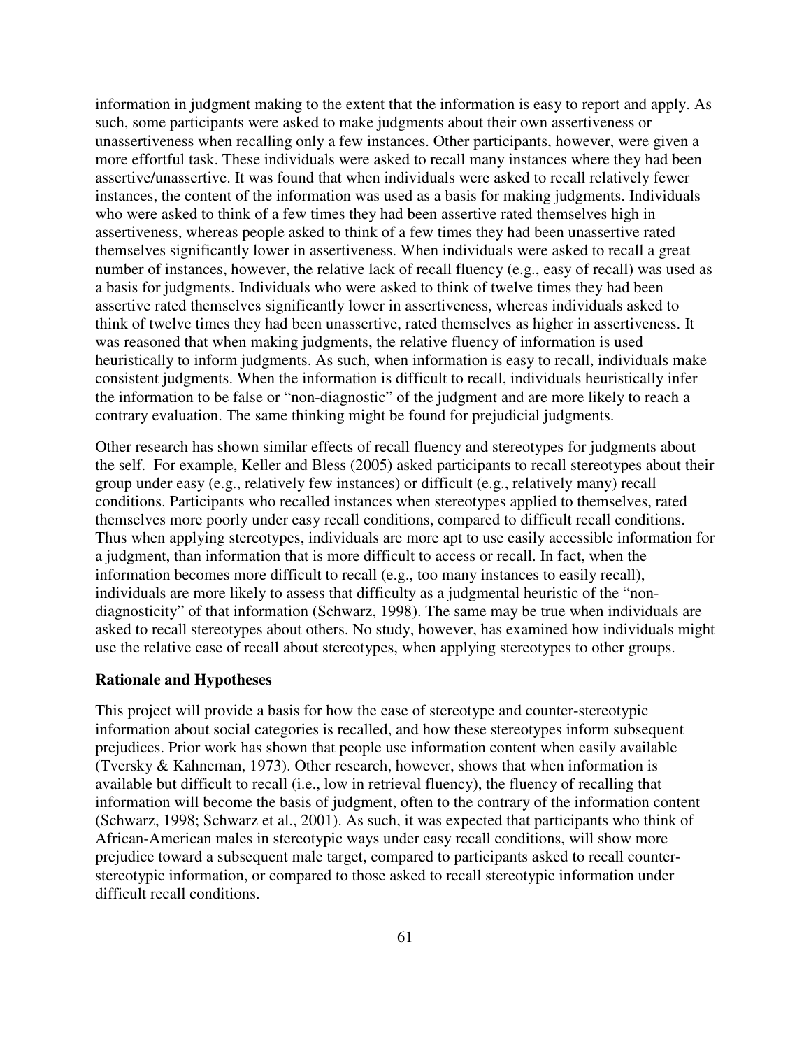information in judgment making to the extent that the information is easy to report and apply. As such, some participants were asked to make judgments about their own assertiveness or unassertiveness when recalling only a few instances. Other participants, however, were given a more effortful task. These individuals were asked to recall many instances where they had been assertive/unassertive. It was found that when individuals were asked to recall relatively fewer instances, the content of the information was used as a basis for making judgments. Individuals who were asked to think of a few times they had been assertive rated themselves high in assertiveness, whereas people asked to think of a few times they had been unassertive rated themselves significantly lower in assertiveness. When individuals were asked to recall a great number of instances, however, the relative lack of recall fluency (e.g., easy of recall) was used as a basis for judgments. Individuals who were asked to think of twelve times they had been assertive rated themselves significantly lower in assertiveness, whereas individuals asked to think of twelve times they had been unassertive, rated themselves as higher in assertiveness. It was reasoned that when making judgments, the relative fluency of information is used heuristically to inform judgments. As such, when information is easy to recall, individuals make consistent judgments. When the information is difficult to recall, individuals heuristically infer the information to be false or "non-diagnostic" of the judgment and are more likely to reach a contrary evaluation. The same thinking might be found for prejudicial judgments.

Other research has shown similar effects of recall fluency and stereotypes for judgments about the self. For example, Keller and Bless (2005) asked participants to recall stereotypes about their group under easy (e.g., relatively few instances) or difficult (e.g., relatively many) recall conditions. Participants who recalled instances when stereotypes applied to themselves, rated themselves more poorly under easy recall conditions, compared to difficult recall conditions. Thus when applying stereotypes, individuals are more apt to use easily accessible information for a judgment, than information that is more difficult to access or recall. In fact, when the information becomes more difficult to recall (e.g., too many instances to easily recall), individuals are more likely to assess that difficulty as a judgmental heuristic of the "non-diagnosticity" of that information (Schwarz, 1998). The same may be true when individuals are asked to recall stereotypes about others. No study, however, has examined how individuals might use the relative ease of recall about stereotypes, when applying stereotypes to other groups.

**Rationale and Hypotheses**

This project will provide a basis for how the ease of stereotype and counter-stereotypic information about social categories is recalled, and how these stereotypes inform subsequent prejudices. Prior work has shown that people use information content when easily available (Tversky & Kahneman, 1973). Other research, however, shows that when information is available but difficult to recall (i.e., low in retrieval fluency), the fluency of recalling that information will become the basis of judgment, often to the contrary of the information content (Schwarz, 1998; Schwarz et al., 2001). As such, it was expected that participants who think of African-American males in stereotypic ways under easy recall conditions, will show more prejudice toward a subsequent male target, compared to participants asked to recall counter-stereotypic information, or compared to those asked to recall stereotypic information under difficult recall conditions.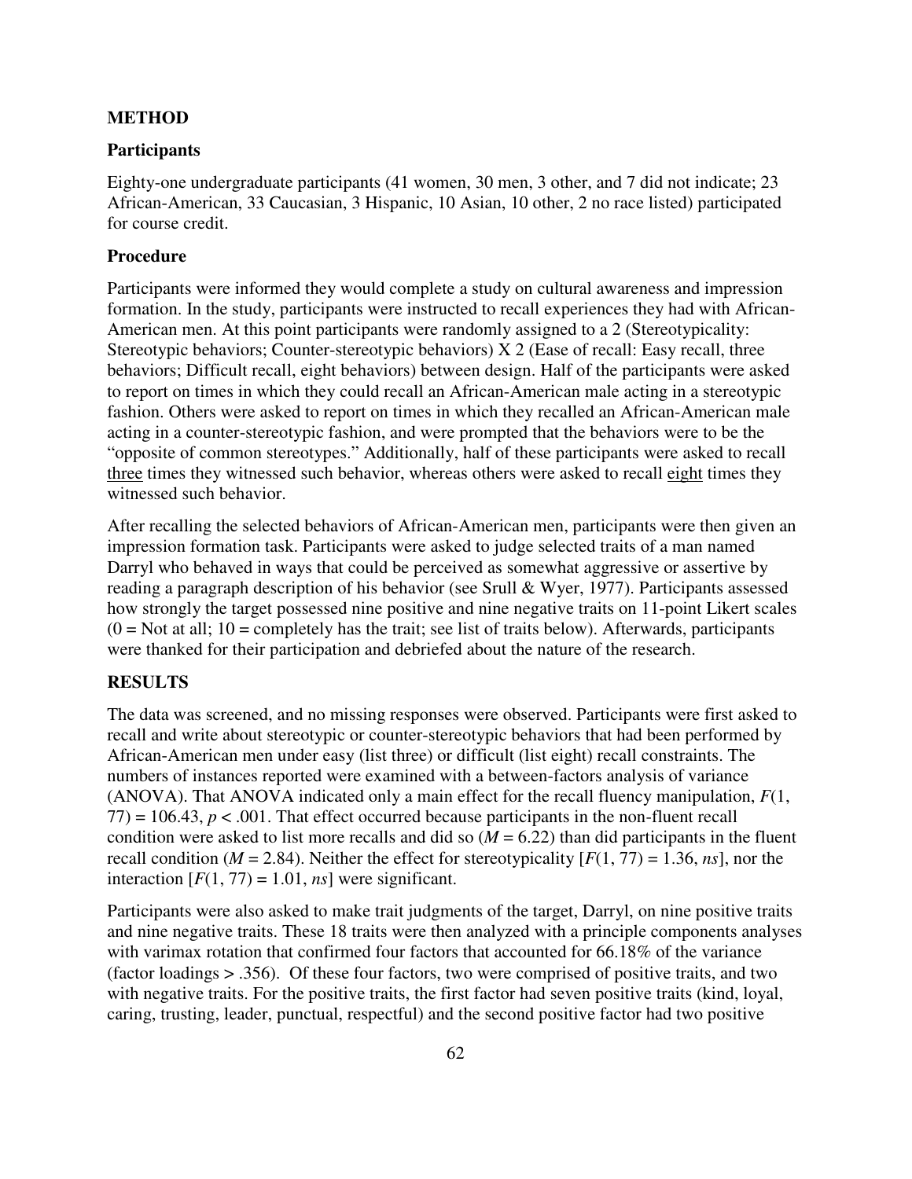## METHOD

### Participants

Eighty-one undergraduate participants (41 women, 30 men, 3 other, and 7 did not indicate; 23 African-American, 33 Caucasian, 3 Hispanic, 10 Asian, 10 other, 2 no race listed) participated for course credit.

### Procedure

Participants were informed they would complete a study on cultural awareness and impression formation. In the study, participants were instructed to recall experiences they had with African-American men. At this point participants were randomly assigned to a 2 (Stereotypicality: Stereotypic behaviors; Counter-stereotypic behaviors) X 2 (Ease of recall: Easy recall, three behaviors; Difficult recall, eight behaviors) between design. Half of the participants were asked to report on times in which they could recall an African-American male acting in a stereotypic fashion. Others were asked to report on times in which they recalled an African-American male acting in a counter-stereotypic fashion, and were prompted that the behaviors were to be the "opposite of common stereotypes." Additionally, half of these participants were asked to recall <u>three</u> times they witnessed such behavior, whereas others were asked to recall <u>eight</u> times they witnessed such behavior.

After recalling the selected behaviors of African-American men, participants were then given an impression formation task. Participants were asked to judge selected traits of a man named Darryl who behaved in ways that could be perceived as somewhat aggressive or assertive by reading a paragraph description of his behavior (see Srull & Wyer, 1977). Participants assessed how strongly the target possessed nine positive and nine negative traits on 11-point Likert scales (0 = Not at all; 10 = completely has the trait; see list of traits below). Afterwards, participants were thanked for their participation and debriefed about the nature of the research.

## RESULTS

The data was screened, and no missing responses were observed. Participants were first asked to recall and write about stereotypic or counter-stereotypic behaviors that had been performed by African-American men under easy (list three) or difficult (list eight) recall constraints. The numbers of instances reported were examined with a between-factors analysis of variance (ANOVA). That ANOVA indicated only a main effect for the recall fluency manipulation, $F(1, 77) = 106.43$, $p < .001$. That effect occurred because participants in the non-fluent recall condition were asked to list more recalls and did so ($M = 6.22$) than did participants in the fluent recall condition ($M = 2.84$). Neither the effect for stereotypicality [$F(1, 77) = 1.36$, *ns*], nor the interaction [$F(1, 77) = 1.01$, *ns*] were significant.

Participants were also asked to make trait judgments of the target, Darryl, on nine positive traits and nine negative traits. These 18 traits were then analyzed with a principle components analyses with varimax rotation that confirmed four factors that accounted for 66.18% of the variance (factor loadings > .356). Of these four factors, two were comprised of positive traits, and two with negative traits. For the positive traits, the first factor had seven positive traits (kind, loyal, caring, trusting, leader, punctual, respectful) and the second positive factor had two positive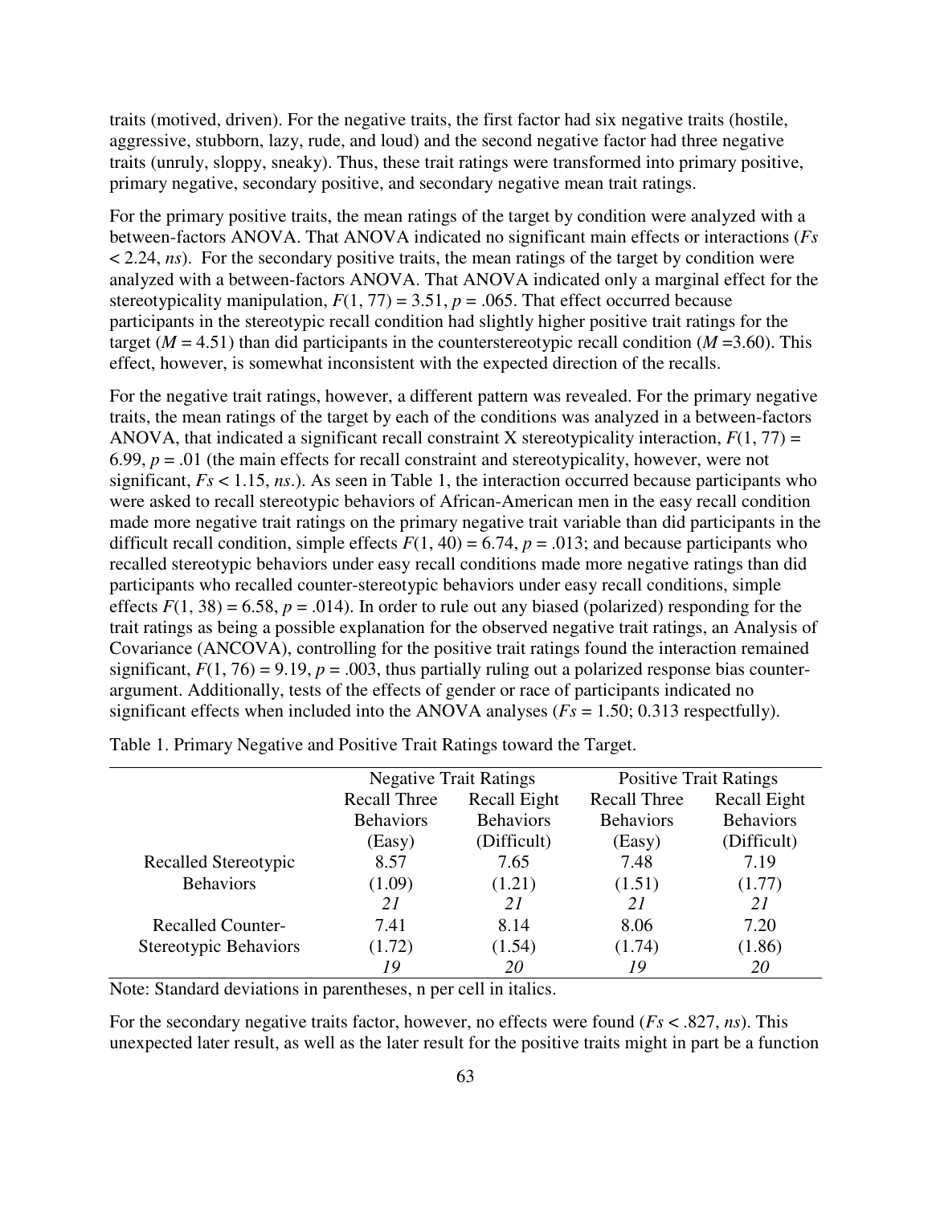traits (motived, driven). For the negative traits, the first factor had six negative traits (hostile, aggressive, stubborn, lazy, rude, and loud) and the second negative factor had three negative traits (unruly, sloppy, sneaky). Thus, these trait ratings were transformed into primary positive, primary negative, secondary positive, and secondary negative mean trait ratings.

For the primary positive traits, the mean ratings of the target by condition were analyzed with a between-factors ANOVA. That ANOVA indicated no significant main effects or interactions (*Fs* < 2.24, *ns*). For the secondary positive traits, the mean ratings of the target by condition were analyzed with a between-factors ANOVA. That ANOVA indicated only a marginal effect for the stereotypicality manipulation, $F(1, 77) = 3.51$, $p = .065$. That effect occurred because participants in the stereotypic recall condition had slightly higher positive trait ratings for the target ($M = 4.51$) than did participants in the counterstereotypic recall condition ($M = 3.60$). This effect, however, is somewhat inconsistent with the expected direction of the recalls.

For the negative trait ratings, however, a different pattern was revealed. For the primary negative traits, the mean ratings of the target by each of the conditions was analyzed in a between-factors ANOVA, that indicated a significant recall constraint X stereotypicality interaction, $F(1, 77) = 6.99$, $p = .01$ (the main effects for recall constraint and stereotypicality, however, were not significant, *Fs* < 1.15, *ns*.). As seen in Table 1, the interaction occurred because participants who were asked to recall stereotypic behaviors of African-American men in the easy recall condition made more negative trait ratings on the primary negative trait variable than did participants in the difficult recall condition, simple effects $F(1, 40) = 6.74$, $p = .013$; and because participants who recalled stereotypic behaviors under easy recall conditions made more negative ratings than did participants who recalled counter-stereotypic behaviors under easy recall conditions, simple effects $F(1, 38) = 6.58$, $p = .014$). In order to rule out any biased (polarized) responding for the trait ratings as being a possible explanation for the observed negative trait ratings, an Analysis of Covariance (ANCOVA), controlling for the positive trait ratings found the interaction remained significant, $F(1, 76) = 9.19$, $p = .003$, thus partially ruling out a polarized response bias counter-argument. Additionally, tests of the effects of gender or race of participants indicated no significant effects when included into the ANOVA analyses (*Fs* = 1.50; 0.313 respectfully).

Table 1. Primary Negative and Positive Trait Ratings toward the Target.

| | Negative Trait Ratings | | Positive Trait Ratings | |
|---|---|---|---|---|
| | Recall Three Behaviors (Easy) | Recall Eight Behaviors (Difficult) | Recall Three Behaviors (Easy) | Recall Eight Behaviors (Difficult) |
| Recalled Stereotypic Behaviors | 8.57 | 7.65 | 7.48 | 7.19 |
| | (1.09) | (1.21) | (1.51) | (1.77) |
| | *21* | *21* | *21* | *21* |
| Recalled Counter-Stereotypic Behaviors | 7.41 | 8.14 | 8.06 | 7.20 |
| | (1.72) | (1.54) | (1.74) | (1.86) |
| | *19* | *20* | *19* | *20* |

Note: Standard deviations in parentheses, n per cell in italics.

For the secondary negative traits factor, however, no effects were found (*Fs* < .827, *ns*). This unexpected later result, as well as the later result for the positive traits might in part be a function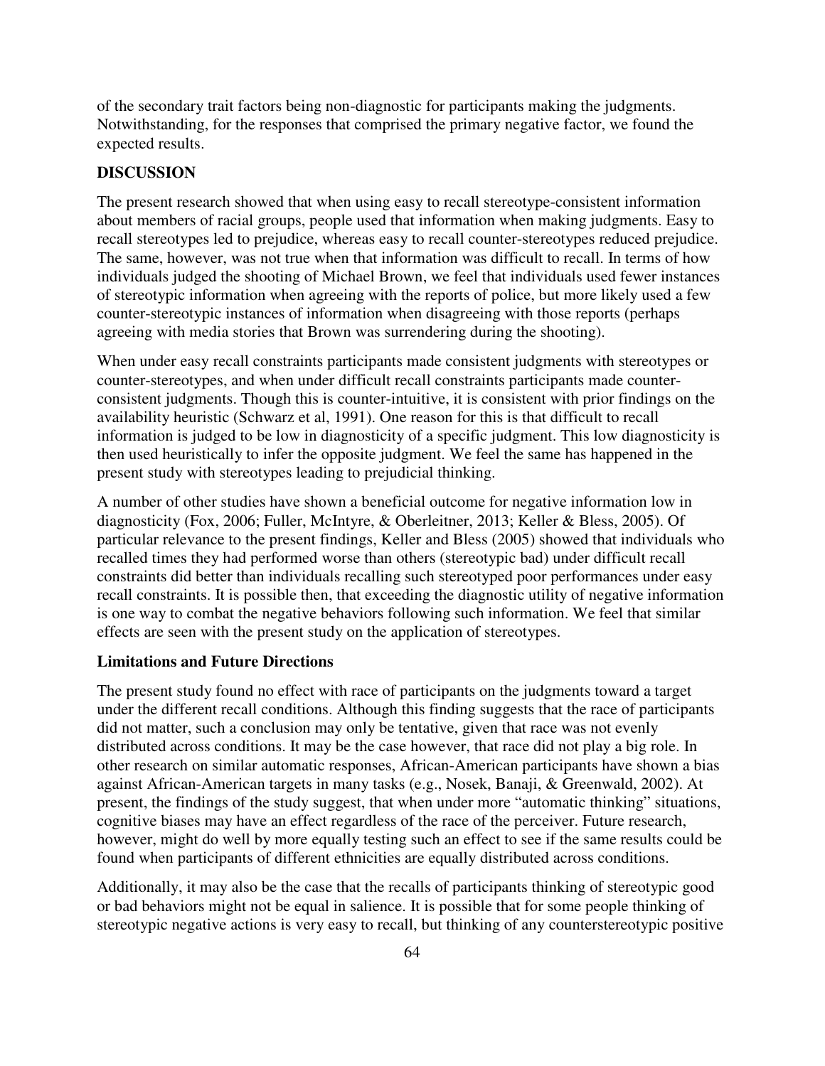of the secondary trait factors being non-diagnostic for participants making the judgments. Notwithstanding, for the responses that comprised the primary negative factor, we found the expected results.

## DISCUSSION

The present research showed that when using easy to recall stereotype-consistent information about members of racial groups, people used that information when making judgments. Easy to recall stereotypes led to prejudice, whereas easy to recall counter-stereotypes reduced prejudice. The same, however, was not true when that information was difficult to recall. In terms of how individuals judged the shooting of Michael Brown, we feel that individuals used fewer instances of stereotypic information when agreeing with the reports of police, but more likely used a few counter-stereotypic instances of information when disagreeing with those reports (perhaps agreeing with media stories that Brown was surrendering during the shooting).

When under easy recall constraints participants made consistent judgments with stereotypes or counter-stereotypes, and when under difficult recall constraints participants made counter-consistent judgments. Though this is counter-intuitive, it is consistent with prior findings on the availability heuristic (Schwarz et al, 1991). One reason for this is that difficult to recall information is judged to be low in diagnosticity of a specific judgment. This low diagnosticity is then used heuristically to infer the opposite judgment. We feel the same has happened in the present study with stereotypes leading to prejudicial thinking.

A number of other studies have shown a beneficial outcome for negative information low in diagnosticity (Fox, 2006; Fuller, McIntyre, & Oberleitner, 2013; Keller & Bless, 2005). Of particular relevance to the present findings, Keller and Bless (2005) showed that individuals who recalled times they had performed worse than others (stereotypic bad) under difficult recall constraints did better than individuals recalling such stereotyped poor performances under easy recall constraints. It is possible then, that exceeding the diagnostic utility of negative information is one way to combat the negative behaviors following such information. We feel that similar effects are seen with the present study on the application of stereotypes.

### Limitations and Future Directions

The present study found no effect with race of participants on the judgments toward a target under the different recall conditions. Although this finding suggests that the race of participants did not matter, such a conclusion may only be tentative, given that race was not evenly distributed across conditions. It may be the case however, that race did not play a big role. In other research on similar automatic responses, African-American participants have shown a bias against African-American targets in many tasks (e.g., Nosek, Banaji, & Greenwald, 2002). At present, the findings of the study suggest, that when under more "automatic thinking" situations, cognitive biases may have an effect regardless of the race of the perceiver. Future research, however, might do well by more equally testing such an effect to see if the same results could be found when participants of different ethnicities are equally distributed across conditions.

Additionally, it may also be the case that the recalls of participants thinking of stereotypic good or bad behaviors might not be equal in salience. It is possible that for some people thinking of stereotypic negative actions is very easy to recall, but thinking of any counterstereotypic positive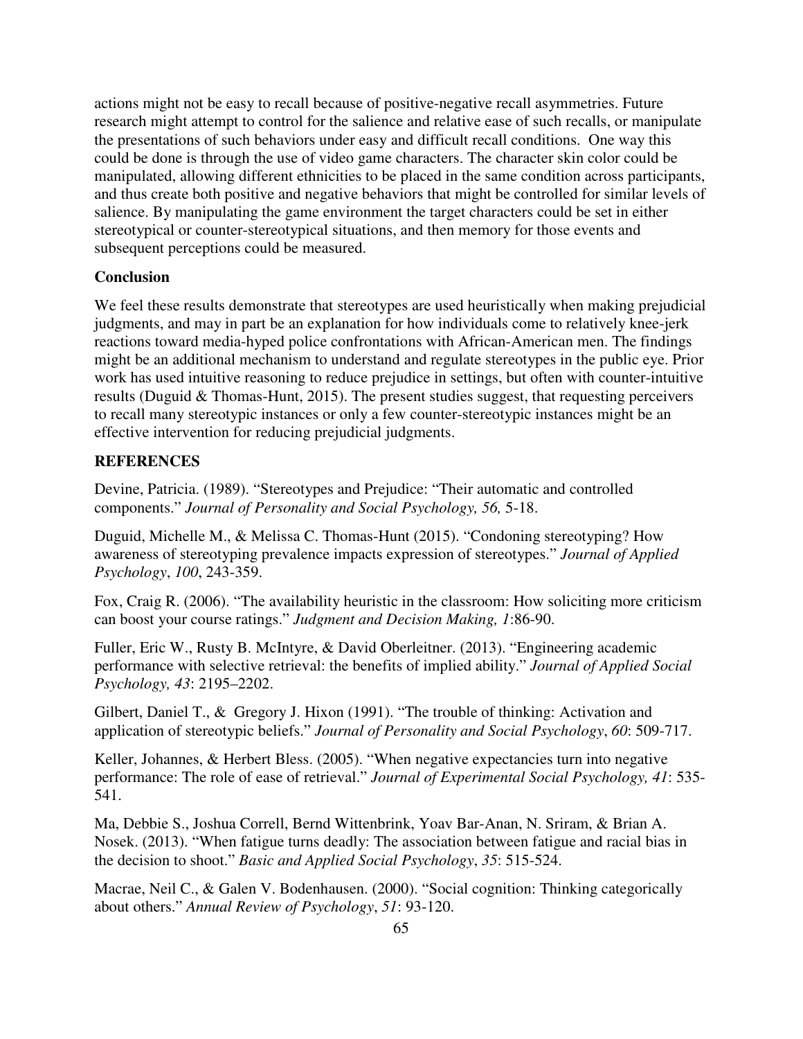actions might not be easy to recall because of positive-negative recall asymmetries. Future research might attempt to control for the salience and relative ease of such recalls, or manipulate the presentations of such behaviors under easy and difficult recall conditions. One way this could be done is through the use of video game characters. The character skin color could be manipulated, allowing different ethnicities to be placed in the same condition across participants, and thus create both positive and negative behaviors that might be controlled for similar levels of salience. By manipulating the game environment the target characters could be set in either stereotypical or counter-stereotypical situations, and then memory for those events and subsequent perceptions could be measured.

## Conclusion

We feel these results demonstrate that stereotypes are used heuristically when making prejudicial judgments, and may in part be an explanation for how individuals come to relatively knee-jerk reactions toward media-hyped police confrontations with African-American men. The findings might be an additional mechanism to understand and regulate stereotypes in the public eye. Prior work has used intuitive reasoning to reduce prejudice in settings, but often with counter-intuitive results (Duguid & Thomas-Hunt, 2015). The present studies suggest, that requesting perceivers to recall many stereotypic instances or only a few counter-stereotypic instances might be an effective intervention for reducing prejudicial judgments.

## REFERENCES

Devine, Patricia. (1989). "Stereotypes and Prejudice: "Their automatic and controlled components." *Journal of Personality and Social Psychology, 56,* 5-18.

Duguid, Michelle M., & Melissa C. Thomas-Hunt (2015). "Condoning stereotyping? How awareness of stereotyping prevalence impacts expression of stereotypes." *Journal of Applied Psychology*, *100*, 243-359.

Fox, Craig R. (2006). "The availability heuristic in the classroom: How soliciting more criticism can boost your course ratings." *Judgment and Decision Making, 1*:86-90.

Fuller, Eric W., Rusty B. McIntyre, & David Oberleitner. (2013). "Engineering academic performance with selective retrieval: the benefits of implied ability." *Journal of Applied Social Psychology, 43*: 2195–2202.

Gilbert, Daniel T., & Gregory J. Hixon (1991). "The trouble of thinking: Activation and application of stereotypic beliefs." *Journal of Personality and Social Psychology*, *60*: 509-717.

Keller, Johannes, & Herbert Bless. (2005). "When negative expectancies turn into negative performance: The role of ease of retrieval." *Journal of Experimental Social Psychology, 41*: 535-541.

Ma, Debbie S., Joshua Correll, Bernd Wittenbrink, Yoav Bar-Anan, N. Sriram, & Brian A. Nosek. (2013). "When fatigue turns deadly: The association between fatigue and racial bias in the decision to shoot." *Basic and Applied Social Psychology*, *35*: 515-524.

Macrae, Neil C., & Galen V. Bodenhausen. (2000). "Social cognition: Thinking categorically about others." *Annual Review of Psychology*, *51*: 93-120.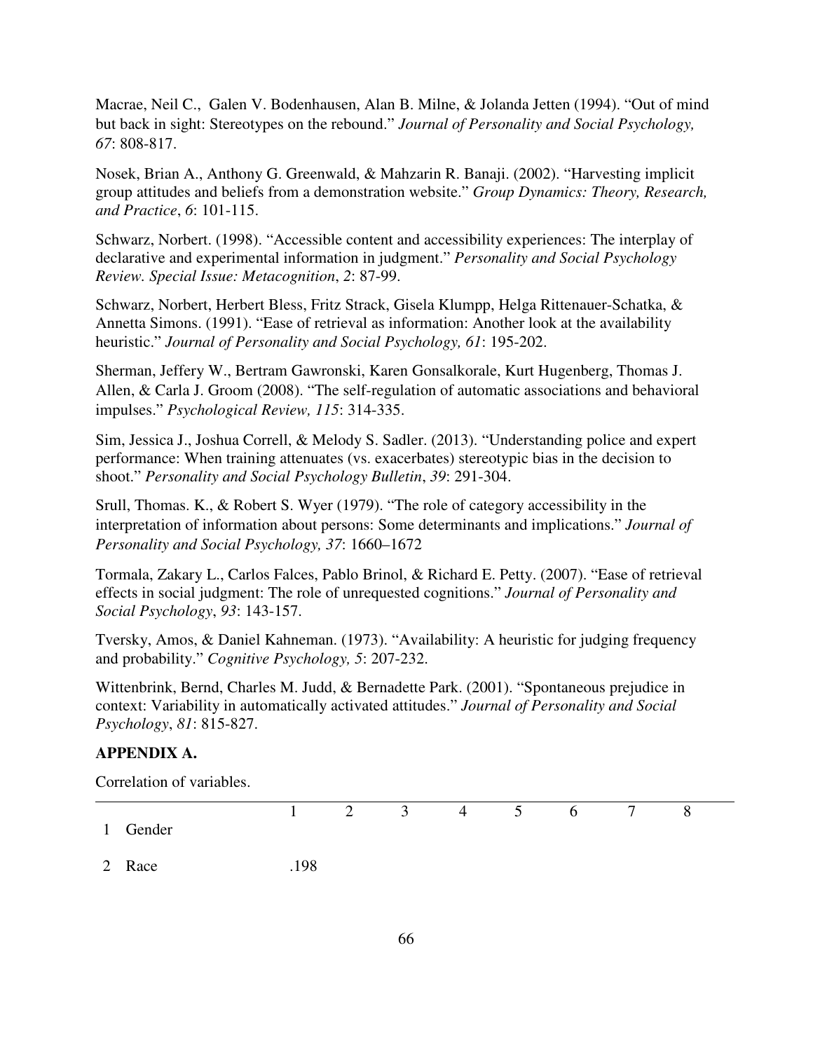Macrae, Neil C., Galen V. Bodenhausen, Alan B. Milne, & Jolanda Jetten (1994). "Out of mind but back in sight: Stereotypes on the rebound." *Journal of Personality and Social Psychology, 67*: 808-817.

Nosek, Brian A., Anthony G. Greenwald, & Mahzarin R. Banaji. (2002). "Harvesting implicit group attitudes and beliefs from a demonstration website." *Group Dynamics: Theory, Research, and Practice*, *6*: 101-115.

Schwarz, Norbert. (1998). "Accessible content and accessibility experiences: The interplay of declarative and experimental information in judgment." *Personality and Social Psychology Review. Special Issue: Metacognition*, *2*: 87-99.

Schwarz, Norbert, Herbert Bless, Fritz Strack, Gisela Klumpp, Helga Rittenauer-Schatka, & Annetta Simons. (1991). "Ease of retrieval as information: Another look at the availability heuristic." *Journal of Personality and Social Psychology, 61*: 195-202.

Sherman, Jeffery W., Bertram Gawronski, Karen Gonsalkorale, Kurt Hugenberg, Thomas J. Allen, & Carla J. Groom (2008). "The self-regulation of automatic associations and behavioral impulses." *Psychological Review, 115*: 314-335.

Sim, Jessica J., Joshua Correll, & Melody S. Sadler. (2013). "Understanding police and expert performance: When training attenuates (vs. exacerbates) stereotypic bias in the decision to shoot." *Personality and Social Psychology Bulletin*, *39*: 291-304.

Srull, Thomas. K., & Robert S. Wyer (1979). "The role of category accessibility in the interpretation of information about persons: Some determinants and implications." *Journal of Personality and Social Psychology, 37*: 1660–1672

Tormala, Zakary L., Carlos Falces, Pablo Brinol, & Richard E. Petty. (2007). "Ease of retrieval effects in social judgment: The role of unrequested cognitions." *Journal of Personality and Social Psychology*, *93*: 143-157.

Tversky, Amos, & Daniel Kahneman. (1973). "Availability: A heuristic for judging frequency and probability." *Cognitive Psychology, 5*: 207-232.

Wittenbrink, Bernd, Charles M. Judd, & Bernadette Park. (2001). "Spontaneous prejudice in context: Variability in automatically activated attitudes." *Journal of Personality and Social Psychology*, *81*: 815-827.

**APPENDIX A.**

Correlation of variables.

| | | 1 | 2 | 3 | 4 | 5 | 6 | 7 | 8 |
|---|---|---|---|---|---|---|---|---|---|
| 1 | Gender | | | | | | | | |
| 2 | Race | .198 | | | | | | | |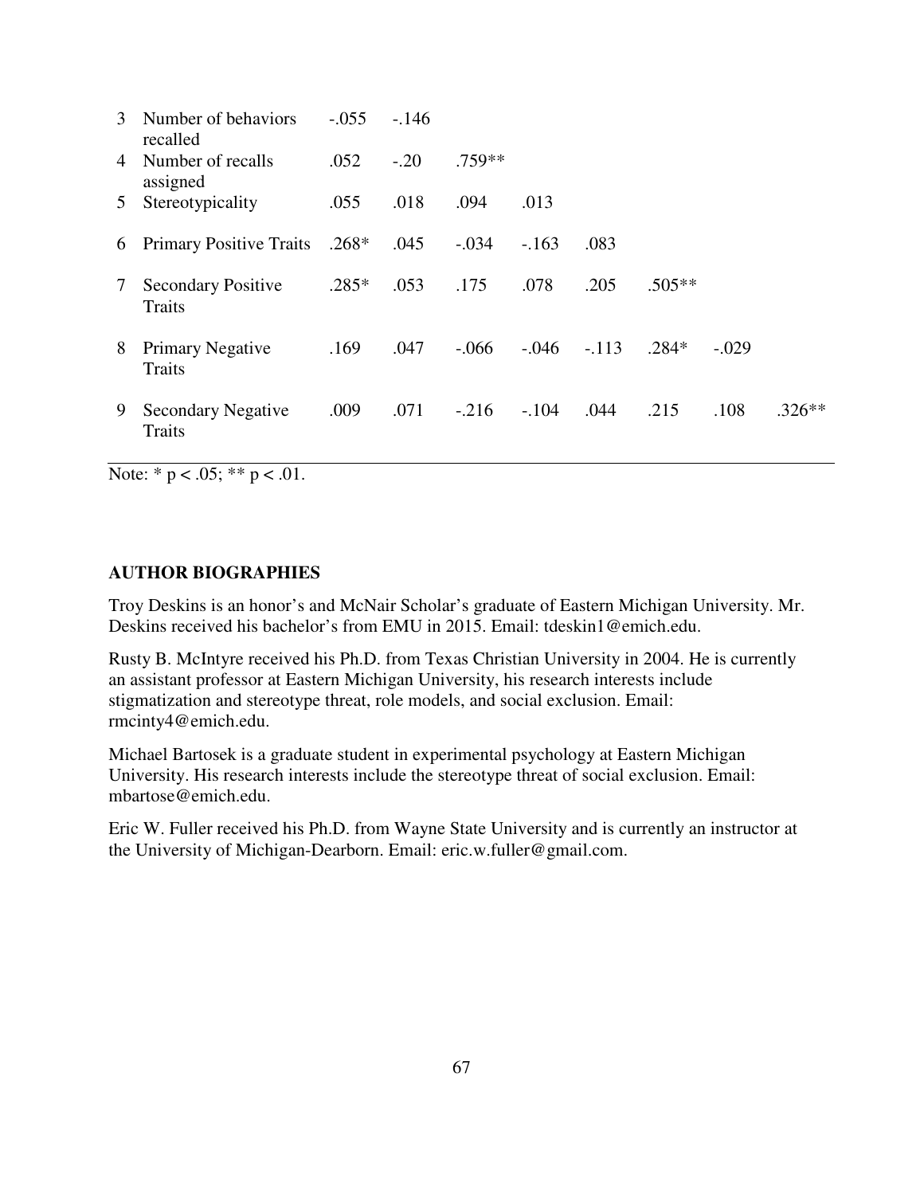| | | | | | | | | | |
|---|---|---|---|---|---|---|---|---|---|
| 3 | Number of behaviors recalled | -.055 | -.146 | | | | | | |
| 4 | Number of recalls assigned | .052 | -.20 | .759** | | | | | |
| 5 | Stereotypicality | .055 | .018 | .094 | .013 | | | | |
| 6 | Primary Positive Traits | .268* | .045 | -.034 | -.163 | .083 | | | |
| 7 | Secondary Positive Traits | .285* | .053 | .175 | .078 | .205 | .505** | | |
| 8 | Primary Negative Traits | .169 | .047 | -.066 | -.046 | -.113 | .284* | -.029 | |
| 9 | Secondary Negative Traits | .009 | .071 | -.216 | -.104 | .044 | .215 | .108 | .326** |

Note: * p < .05; ** p < .01.

**AUTHOR BIOGRAPHIES**

Troy Deskins is an honor's and McNair Scholar's graduate of Eastern Michigan University. Mr. Deskins received his bachelor's from EMU in 2015. Email: tdeskin1@emich.edu.

Rusty B. McIntyre received his Ph.D. from Texas Christian University in 2004. He is currently an assistant professor at Eastern Michigan University, his research interests include stigmatization and stereotype threat, role models, and social exclusion. Email: rmcinty4@emich.edu.

Michael Bartosek is a graduate student in experimental psychology at Eastern Michigan University. His research interests include the stereotype threat of social exclusion. Email: mbartose@emich.edu.

Eric W. Fuller received his Ph.D. from Wayne State University and is currently an instructor at the University of Michigan-Dearborn. Email: eric.w.fuller@gmail.com.